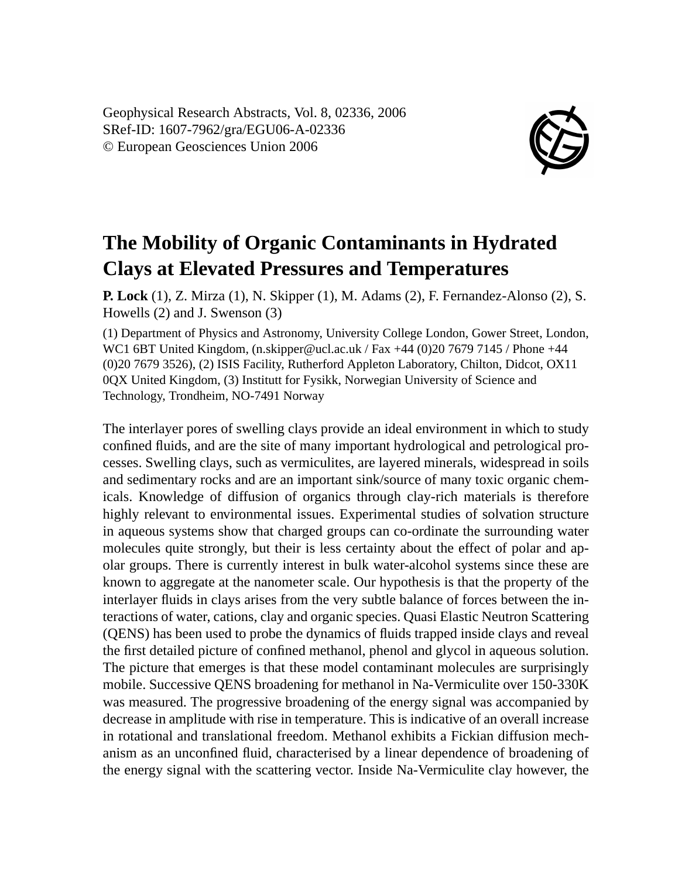Geophysical Research Abstracts, Vol. 8, 02336, 2006
SRef-ID: 1607-7962/gra/EGU06-A-02336
© European Geosciences Union 2006

# The Mobility of Organic Contaminants in Hydrated Clays at Elevated Pressures and Temperatures

**P. Lock** (1), Z. Mirza (1), N. Skipper (1), M. Adams (2), F. Fernandez-Alonso (2), S. Howells (2) and J. Swenson (3)

(1) Department of Physics and Astronomy, University College London, Gower Street, London, WC1 6BT United Kingdom, (n.skipper@ucl.ac.uk / Fax +44 (0)20 7679 7145 / Phone +44 (0)20 7679 3526), (2) ISIS Facility, Rutherford Appleton Laboratory, Chilton, Didcot, OX11 0QX United Kingdom, (3) Institutt for Fysikk, Norwegian University of Science and Technology, Trondheim, NO-7491 Norway

The interlayer pores of swelling clays provide an ideal environment in which to study confined fluids, and are the site of many important hydrological and petrological processes. Swelling clays, such as vermiculites, are layered minerals, widespread in soils and sedimentary rocks and are an important sink/source of many toxic organic chemicals. Knowledge of diffusion of organics through clay-rich materials is therefore highly relevant to environmental issues. Experimental studies of solvation structure in aqueous systems show that charged groups can co-ordinate the surrounding water molecules quite strongly, but their is less certainty about the effect of polar and apolar groups. There is currently interest in bulk water-alcohol systems since these are known to aggregate at the nanometer scale. Our hypothesis is that the property of the interlayer fluids in clays arises from the very subtle balance of forces between the interactions of water, cations, clay and organic species. Quasi Elastic Neutron Scattering (QENS) has been used to probe the dynamics of fluids trapped inside clays and reveal the first detailed picture of confined methanol, phenol and glycol in aqueous solution. The picture that emerges is that these model contaminant molecules are surprisingly mobile. Successive QENS broadening for methanol in Na-Vermiculite over 150-330K was measured. The progressive broadening of the energy signal was accompanied by decrease in amplitude with rise in temperature. This is indicative of an overall increase in rotational and translational freedom. Methanol exhibits a Fickian diffusion mechanism as an unconfined fluid, characterised by a linear dependence of broadening of the energy signal with the scattering vector. Inside Na-Vermiculite clay however, the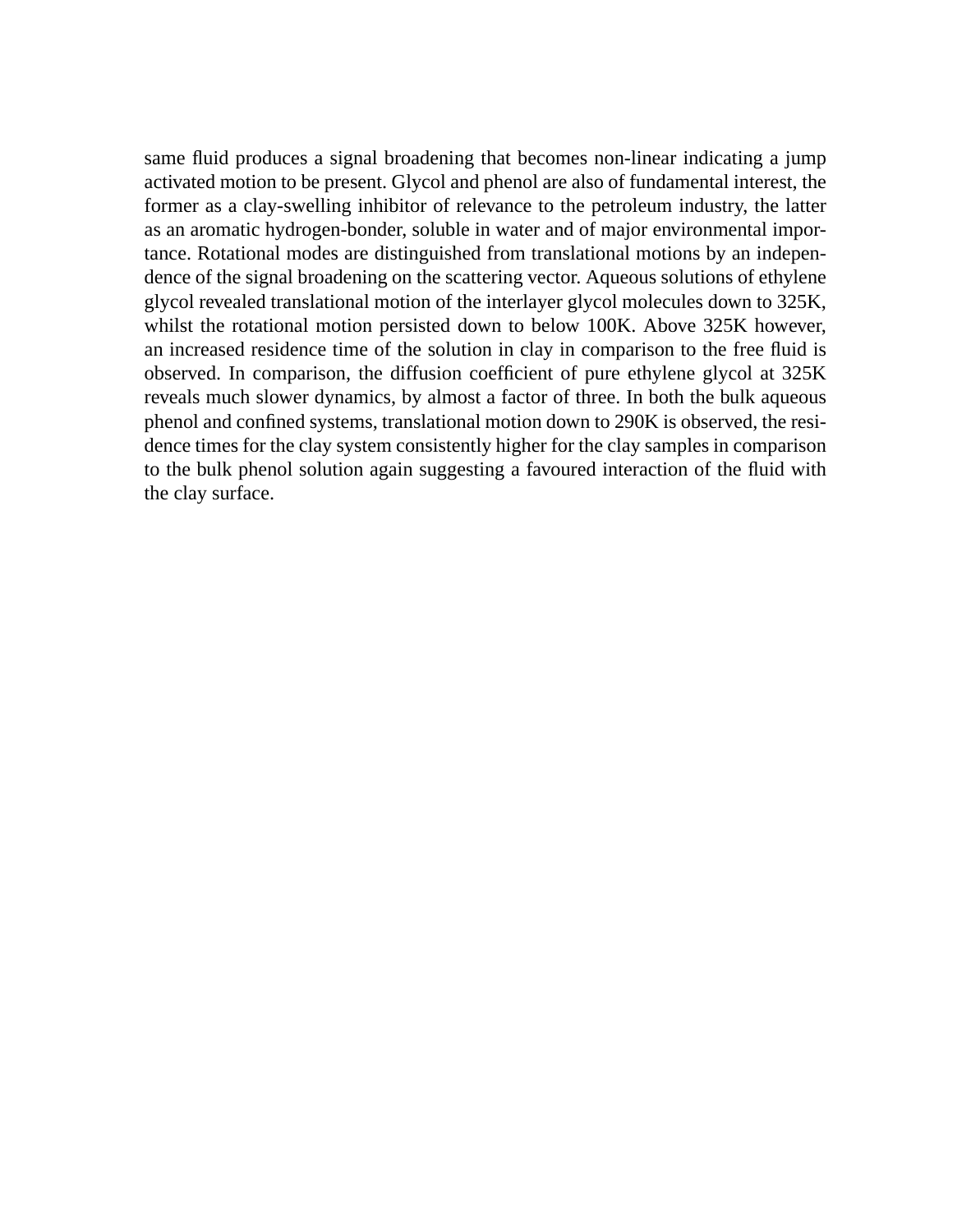same fluid produces a signal broadening that becomes non-linear indicating a jump activated motion to be present. Glycol and phenol are also of fundamental interest, the former as a clay-swelling inhibitor of relevance to the petroleum industry, the latter as an aromatic hydrogen-bonder, soluble in water and of major environmental importance. Rotational modes are distinguished from translational motions by an independence of the signal broadening on the scattering vector. Aqueous solutions of ethylene glycol revealed translational motion of the interlayer glycol molecules down to 325K, whilst the rotational motion persisted down to below 100K. Above 325K however, an increased residence time of the solution in clay in comparison to the free fluid is observed. In comparison, the diffusion coefficient of pure ethylene glycol at 325K reveals much slower dynamics, by almost a factor of three. In both the bulk aqueous phenol and confined systems, translational motion down to 290K is observed, the residence times for the clay system consistently higher for the clay samples in comparison to the bulk phenol solution again suggesting a favoured interaction of the fluid with the clay surface.